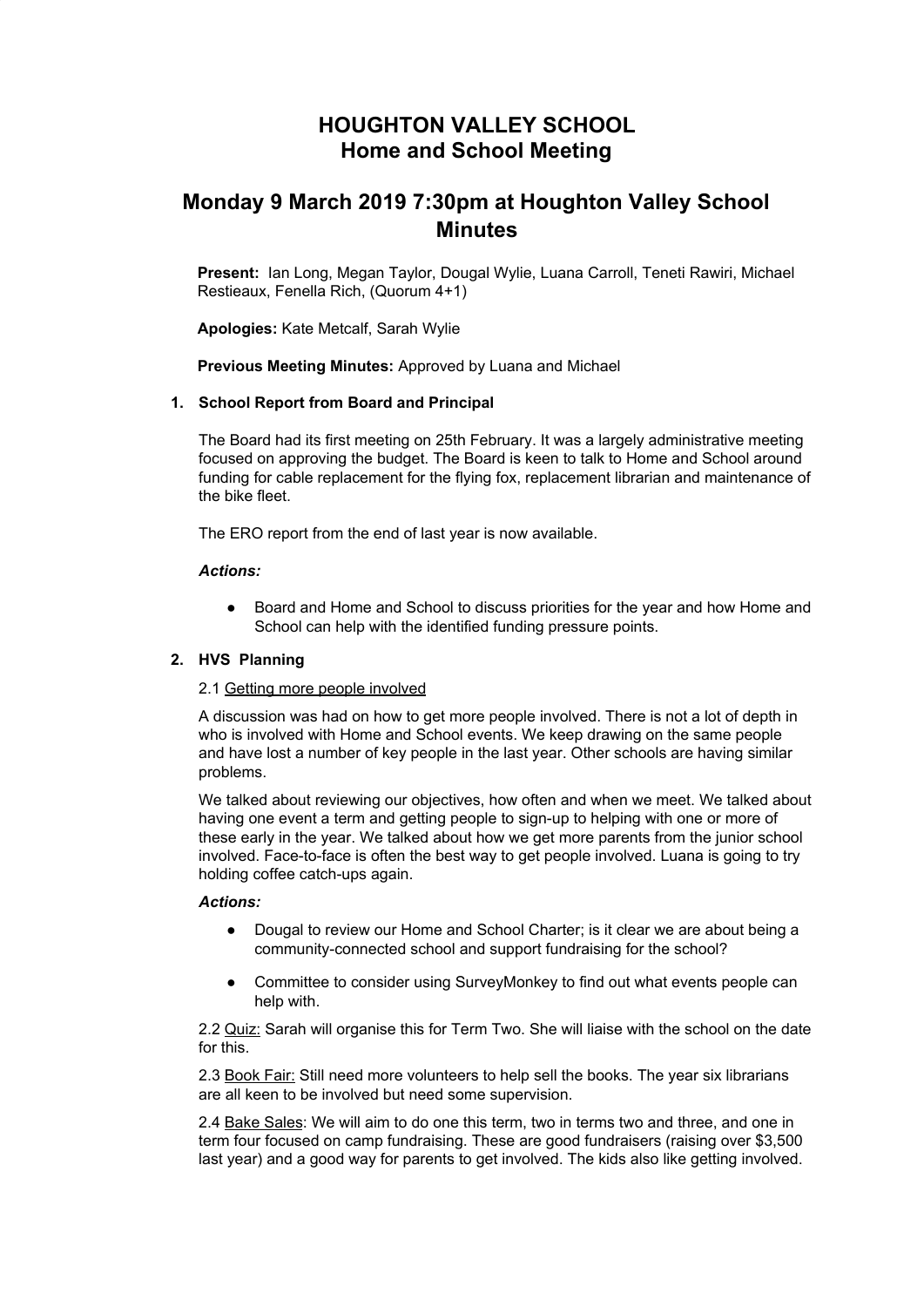# HOUGHTON VALLEY SCHOOL
# Home and School Meeting

## Monday 9 March 2019 7:30pm at Houghton Valley School Minutes

**Present:** Ian Long, Megan Taylor, Dougal Wylie, Luana Carroll, Teneti Rawiri, Michael Restieaux, Fenella Rich, (Quorum 4+1)

**Apologies:** Kate Metcalf, Sarah Wylie

**Previous Meeting Minutes:** Approved by Luana and Michael

### 1. School Report from Board and Principal

The Board had its first meeting on 25th February. It was a largely administrative meeting focused on approving the budget. The Board is keen to talk to Home and School around funding for cable replacement for the flying fox, replacement librarian and maintenance of the bike fleet.

The ERO report from the end of last year is now available.

***Actions:***

- Board and Home and School to discuss priorities for the year and how Home and School can help with the identified funding pressure points.

### 2. HVS Planning

2.1 Getting more people involved

A discussion was had on how to get more people involved. There is not a lot of depth in who is involved with Home and School events. We keep drawing on the same people and have lost a number of key people in the last year. Other schools are having similar problems.

We talked about reviewing our objectives, how often and when we meet. We talked about having one event a term and getting people to sign-up to helping with one or more of these early in the year. We talked about how we get more parents from the junior school involved. Face-to-face is often the best way to get people involved. Luana is going to try holding coffee catch-ups again.

***Actions:***

- Dougal to review our Home and School Charter; is it clear we are about being a community-connected school and support fundraising for the school?
- Committee to consider using SurveyMonkey to find out what events people can help with.

2.2 Quiz: Sarah will organise this for Term Two. She will liaise with the school on the date for this.

2.3 Book Fair: Still need more volunteers to help sell the books. The year six librarians are all keen to be involved but need some supervision.

2.4 Bake Sales: We will aim to do one this term, two in terms two and three, and one in term four focused on camp fundraising. These are good fundraisers (raising over $3,500 last year) and a good way for parents to get involved. The kids also like getting involved.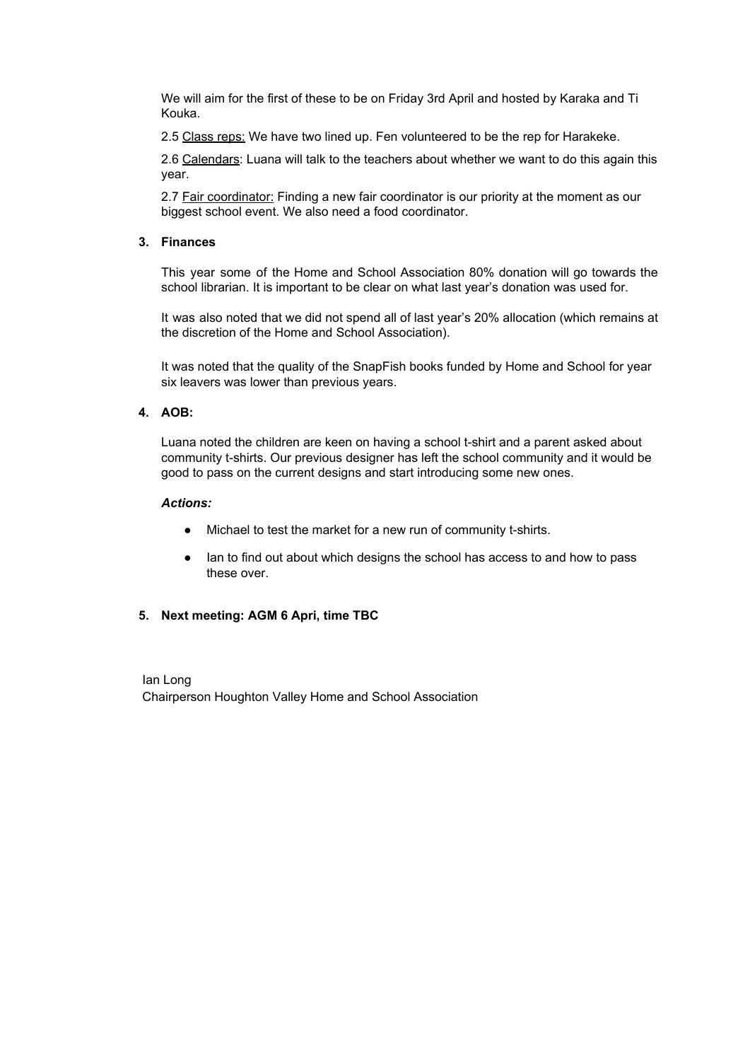We will aim for the first of these to be on Friday 3rd April and hosted by Karaka and Ti Kouka.

2.5 Class reps: We have two lined up. Fen volunteered to be the rep for Harakeke.

2.6 Calendars: Luana will talk to the teachers about whether we want to do this again this year.

2.7 Fair coordinator: Finding a new fair coordinator is our priority at the moment as our biggest school event. We also need a food coordinator.

**3. Finances**

This year some of the Home and School Association 80% donation will go towards the school librarian. It is important to be clear on what last year's donation was used for.

It was also noted that we did not spend all of last year's 20% allocation (which remains at the discretion of the Home and School Association).

It was noted that the quality of the SnapFish books funded by Home and School for year six leavers was lower than previous years.

**4. AOB:**

Luana noted the children are keen on having a school t-shirt and a parent asked about community t-shirts. Our previous designer has left the school community and it would be good to pass on the current designs and start introducing some new ones.

***Actions:***

- Michael to test the market for a new run of community t-shirts.
- Ian to find out about which designs the school has access to and how to pass these over.

**5. Next meeting: AGM 6 Apri, time TBC**

Ian Long
Chairperson Houghton Valley Home and School Association